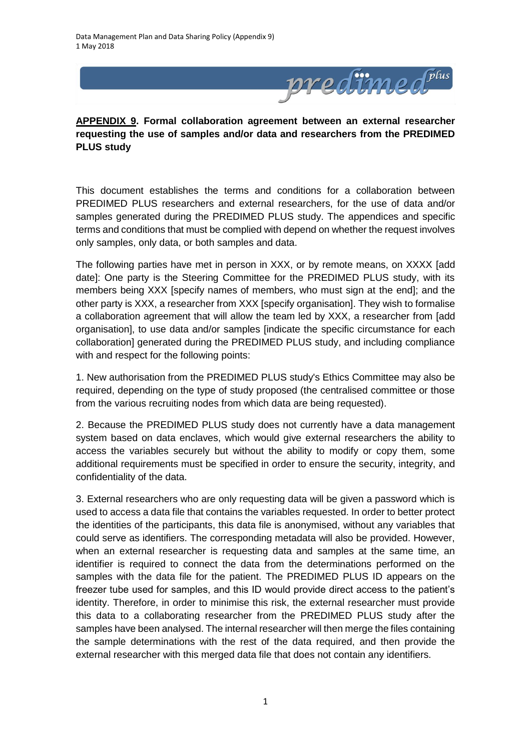## **APPENDIX 9. Formal collaboration agreement between an external researcher requesting the use of samples and/or data and researchers from the PREDIMED PLUS study**

This document establishes the terms and conditions for a collaboration between PREDIMED PLUS researchers and external researchers, for the use of data and/or samples generated during the PREDIMED PLUS study. The appendices and specific terms and conditions that must be complied with depend on whether the request involves only samples, only data, or both samples and data.

The following parties have met in person in XXX, or by remote means, on XXXX [add date]: One party is the Steering Committee for the PREDIMED PLUS study, with its members being XXX [specify names of members, who must sign at the end]; and the other party is XXX, a researcher from XXX [specify organisation]. They wish to formalise a collaboration agreement that will allow the team led by XXX, a researcher from [add organisation], to use data and/or samples [indicate the specific circumstance for each collaboration] generated during the PREDIMED PLUS study, and including compliance with and respect for the following points:

1. New authorisation from the PREDIMED PLUS study's Ethics Committee may also be required, depending on the type of study proposed (the centralised committee or those from the various recruiting nodes from which data are being requested).

2. Because the PREDIMED PLUS study does not currently have a data management system based on data enclaves, which would give external researchers the ability to access the variables securely but without the ability to modify or copy them, some additional requirements must be specified in order to ensure the security, integrity, and confidentiality of the data.

3. External researchers who are only requesting data will be given a password which is used to access a data file that contains the variables requested. In order to better protect the identities of the participants, this data file is anonymised, without any variables that could serve as identifiers. The corresponding metadata will also be provided. However, when an external researcher is requesting data and samples at the same time, an identifier is required to connect the data from the determinations performed on the samples with the data file for the patient. The PREDIMED PLUS ID appears on the freezer tube used for samples, and this ID would provide direct access to the patient's identity. Therefore, in order to minimise this risk, the external researcher must provide this data to a collaborating researcher from the PREDIMED PLUS study after the samples have been analysed. The internal researcher will then merge the files containing the sample determinations with the rest of the data required, and then provide the external researcher with this merged data file that does not contain any identifiers.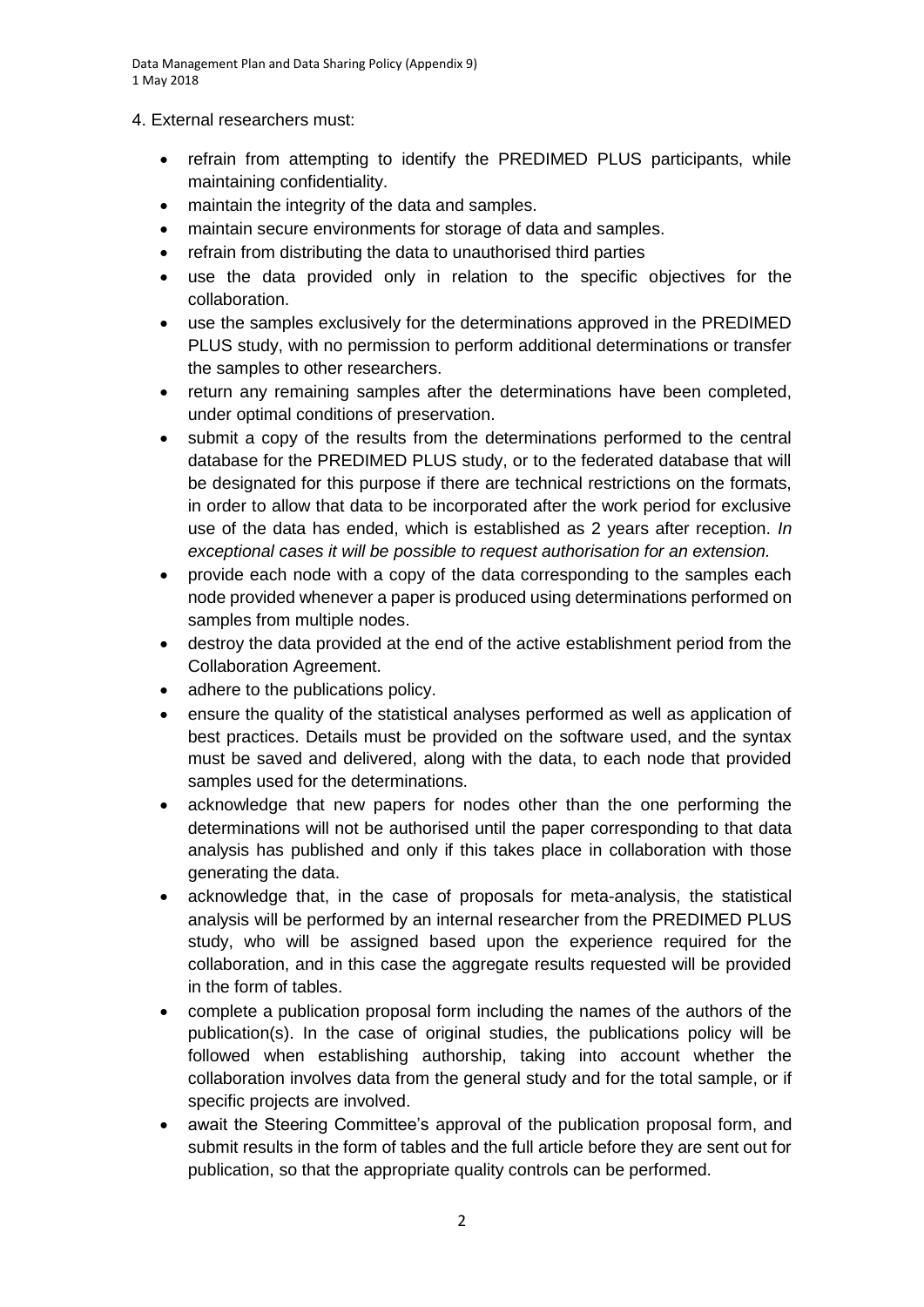4. External researchers must:

- refrain from attempting to identify the PREDIMED PLUS participants, while maintaining confidentiality.
- maintain the integrity of the data and samples.
- maintain secure environments for storage of data and samples.
- refrain from distributing the data to unauthorised third parties
- use the data provided only in relation to the specific objectives for the collaboration.
- use the samples exclusively for the determinations approved in the PREDIMED PLUS study, with no permission to perform additional determinations or transfer the samples to other researchers.
- return any remaining samples after the determinations have been completed, under optimal conditions of preservation.
- submit a copy of the results from the determinations performed to the central database for the PREDIMED PLUS study, or to the federated database that will be designated for this purpose if there are technical restrictions on the formats, in order to allow that data to be incorporated after the work period for exclusive use of the data has ended, which is established as 2 years after reception. *In exceptional cases it will be possible to request authorisation for an extension.*
- provide each node with a copy of the data corresponding to the samples each node provided whenever a paper is produced using determinations performed on samples from multiple nodes.
- destroy the data provided at the end of the active establishment period from the Collaboration Agreement.
- adhere to the publications policy.
- ensure the quality of the statistical analyses performed as well as application of best practices. Details must be provided on the software used, and the syntax must be saved and delivered, along with the data, to each node that provided samples used for the determinations.
- acknowledge that new papers for nodes other than the one performing the determinations will not be authorised until the paper corresponding to that data analysis has published and only if this takes place in collaboration with those generating the data.
- acknowledge that, in the case of proposals for meta-analysis, the statistical analysis will be performed by an internal researcher from the PREDIMED PLUS study, who will be assigned based upon the experience required for the collaboration, and in this case the aggregate results requested will be provided in the form of tables.
- complete a publication proposal form including the names of the authors of the publication(s). In the case of original studies, the publications policy will be followed when establishing authorship, taking into account whether the collaboration involves data from the general study and for the total sample, or if specific projects are involved.
- await the Steering Committee's approval of the publication proposal form, and submit results in the form of tables and the full article before they are sent out for publication, so that the appropriate quality controls can be performed.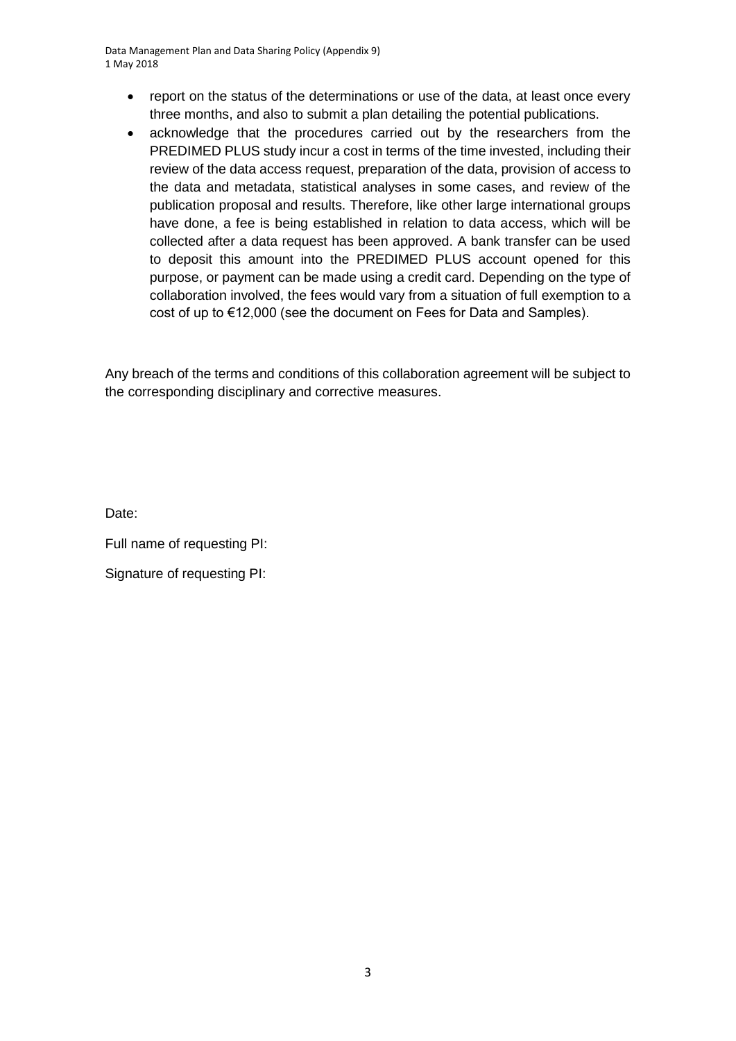- report on the status of the determinations or use of the data, at least once every three months, and also to submit a plan detailing the potential publications.
- acknowledge that the procedures carried out by the researchers from the PREDIMED PLUS study incur a cost in terms of the time invested, including their review of the data access request, preparation of the data, provision of access to the data and metadata, statistical analyses in some cases, and review of the publication proposal and results. Therefore, like other large international groups have done, a fee is being established in relation to data access, which will be collected after a data request has been approved. A bank transfer can be used to deposit this amount into the PREDIMED PLUS account opened for this purpose, or payment can be made using a credit card. Depending on the type of collaboration involved, the fees would vary from a situation of full exemption to a cost of up to €12,000 (see the document on Fees for Data and Samples).

Any breach of the terms and conditions of this collaboration agreement will be subject to the corresponding disciplinary and corrective measures.

Date:

Full name of requesting PI:

Signature of requesting PI: